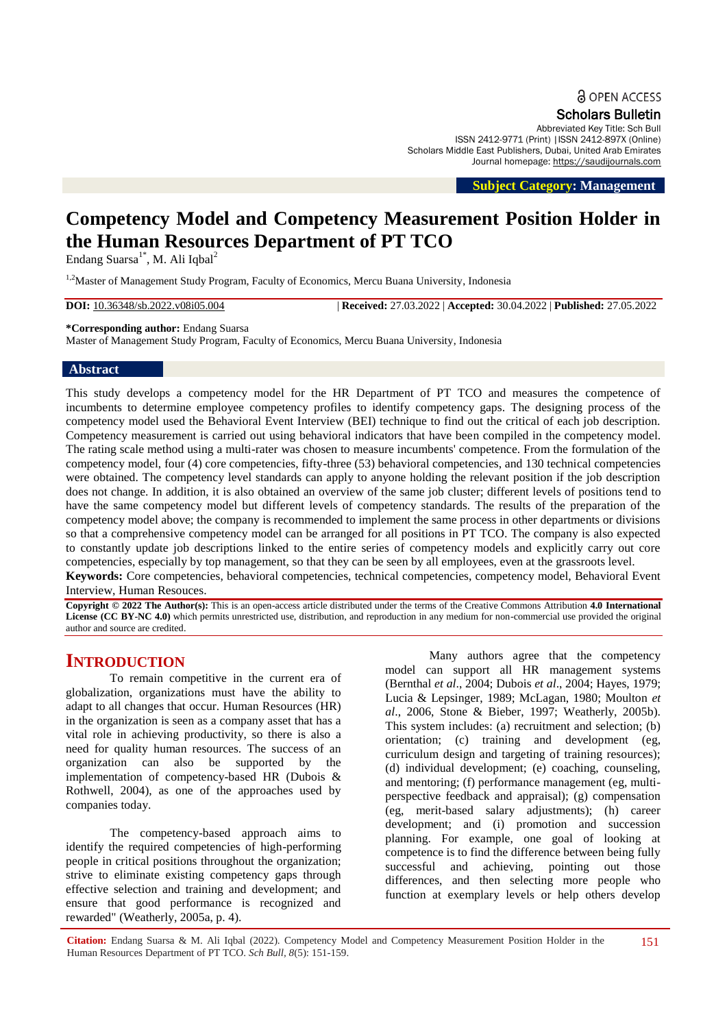Open Access

Scholars Bulletin

Abbreviated Key Title: Sch Bull

ISSN 2412-9771 (Print) | ISSN 2412-897X (Online)

Scholars Middle East Publishers, Dubai, United Arab Emirates

Journal homepage: https://saudijournals.com

**Subject Category: Management**

# Competency Model and Competency Measurement Position Holder in the Human Resources Department of PT TCO

Endang Suarsa[1*], M. Ali Iqbal[2]

[1,2]Master of Management Study Program, Faculty of Economics, Mercu Buana University, Indonesia

**DOI:** 10.36348/sb.2022.v08i05.004 | **Received:** 27.03.2022 | **Accepted:** 30.04.2022 | **Published:** 27.05.2022

**\*Corresponding author:** Endang Suarsa
Master of Management Study Program, Faculty of Economics, Mercu Buana University, Indonesia

## Abstract

This study develops a competency model for the HR Department of PT TCO and measures the competence of incumbents to determine employee competency profiles to identify competency gaps. The designing process of the competency model used the Behavioral Event Interview (BEI) technique to find out the critical of each job description. Competency measurement is carried out using behavioral indicators that have been compiled in the competency model. The rating scale method using a multi-rater was chosen to measure incumbents' competence. From the formulation of the competency model, four (4) core competencies, fifty-three (53) behavioral competencies, and 130 technical competencies were obtained. The competency level standards can apply to anyone holding the relevant position if the job description does not change. In addition, it is also obtained an overview of the same job cluster; different levels of positions tend to have the same competency model but different levels of competency standards. The results of the preparation of the competency model above; the company is recommended to implement the same process in other departments or divisions so that a comprehensive competency model can be arranged for all positions in PT TCO. The company is also expected to constantly update job descriptions linked to the entire series of competency models and explicitly carry out core competencies, especially by top management, so that they can be seen by all employees, even at the grassroots level.

**Keywords:** Core competencies, behavioral competencies, technical competencies, competency model, Behavioral Event Interview, Human Resouces.

**Copyright © 2022 The Author(s):** This is an open-access article distributed under the terms of the Creative Commons Attribution **4.0 International License (CC BY-NC 4.0)** which permits unrestricted use, distribution, and reproduction in any medium for non-commercial use provided the original author and source are credited.

## INTRODUCTION

To remain competitive in the current era of globalization, organizations must have the ability to adapt to all changes that occur. Human Resources (HR) in the organization is seen as a company asset that has a vital role in achieving productivity, so there is also a need for quality human resources. The success of an organization can also be supported by the implementation of competency-based HR (Dubois & Rothwell, 2004), as one of the approaches used by companies today.

The competency-based approach aims to identify the required competencies of high-performing people in critical positions throughout the organization; strive to eliminate existing competency gaps through effective selection and training and development; and ensure that good performance is recognized and rewarded" (Weatherly, 2005a, p. 4).

Many authors agree that the competency model can support all HR management systems (Bernthal *et al*., 2004; Dubois *et al*., 2004; Hayes, 1979; Lucia & Lepsinger, 1989; McLagan, 1980; Moulton *et al*., 2006, Stone & Bieber, 1997; Weatherly, 2005b). This system includes: (a) recruitment and selection; (b) orientation; (c) training and development (eg, curriculum design and targeting of training resources); (d) individual development; (e) coaching, counseling, and mentoring; (f) performance management (eg, multi-perspective feedback and appraisal); (g) compensation (eg, merit-based salary adjustments); (h) career development; and (i) promotion and succession planning. For example, one goal of looking at competence is to find the difference between being fully successful and achieving, pointing out those differences, and then selecting more people who function at exemplary levels or help others develop

**Citation:** Endang Suarsa & M. Ali Iqbal (2022). Competency Model and Competency Measurement Position Holder in the Human Resources Department of PT TCO. *Sch Bull, 8*(5): 151-159.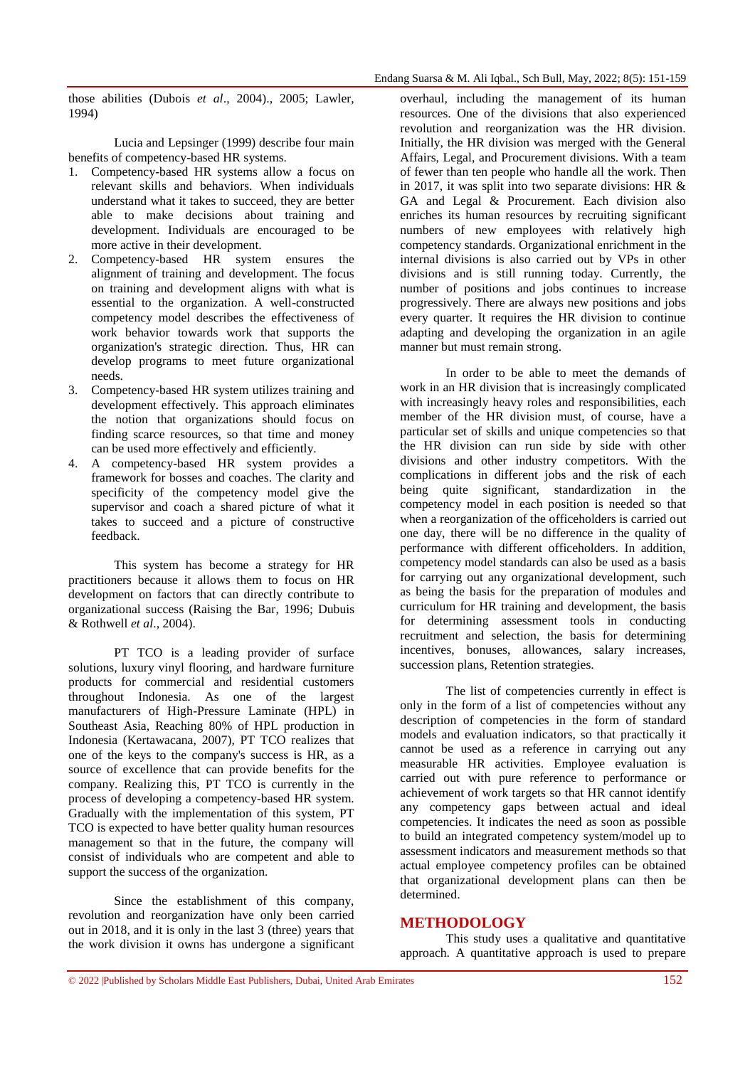those abilities (Dubois *et al*., 2004)., 2005; Lawler, 1994)

Lucia and Lepsinger (1999) describe four main benefits of competency-based HR systems.

1. Competency-based HR systems allow a focus on relevant skills and behaviors. When individuals understand what it takes to succeed, they are better able to make decisions about training and development. Individuals are encouraged to be more active in their development.
2. Competency-based HR system ensures the alignment of training and development. The focus on training and development aligns with what is essential to the organization. A well-constructed competency model describes the effectiveness of work behavior towards work that supports the organization's strategic direction. Thus, HR can develop programs to meet future organizational needs.
3. Competency-based HR system utilizes training and development effectively. This approach eliminates the notion that organizations should focus on finding scarce resources, so that time and money can be used more effectively and efficiently.
4. A competency-based HR system provides a framework for bosses and coaches. The clarity and specificity of the competency model give the supervisor and coach a shared picture of what it takes to succeed and a picture of constructive feedback.

This system has become a strategy for HR practitioners because it allows them to focus on HR development on factors that can directly contribute to organizational success (Raising the Bar, 1996; Dubuis & Rothwell *et al*., 2004).

PT TCO is a leading provider of surface solutions, luxury vinyl flooring, and hardware furniture products for commercial and residential customers throughout Indonesia. As one of the largest manufacturers of High-Pressure Laminate (HPL) in Southeast Asia, Reaching 80% of HPL production in Indonesia (Kertawacana, 2007), PT TCO realizes that one of the keys to the company's success is HR, as a source of excellence that can provide benefits for the company. Realizing this, PT TCO is currently in the process of developing a competency-based HR system. Gradually with the implementation of this system, PT TCO is expected to have better quality human resources management so that in the future, the company will consist of individuals who are competent and able to support the success of the organization.

Since the establishment of this company, revolution and reorganization have only been carried out in 2018, and it is only in the last 3 (three) years that the work division it owns has undergone a significant overhaul, including the management of its human resources. One of the divisions that also experienced revolution and reorganization was the HR division. Initially, the HR division was merged with the General Affairs, Legal, and Procurement divisions. With a team of fewer than ten people who handle all the work. Then in 2017, it was split into two separate divisions: HR & GA and Legal & Procurement. Each division also enriches its human resources by recruiting significant numbers of new employees with relatively high competency standards. Organizational enrichment in the internal divisions is also carried out by VPs in other divisions and is still running today. Currently, the number of positions and jobs continues to increase progressively. There are always new positions and jobs every quarter. It requires the HR division to continue adapting and developing the organization in an agile manner but must remain strong.

In order to be able to meet the demands of work in an HR division that is increasingly complicated with increasingly heavy roles and responsibilities, each member of the HR division must, of course, have a particular set of skills and unique competencies so that the HR division can run side by side with other divisions and other industry competitors. With the complications in different jobs and the risk of each being quite significant, standardization in the competency model in each position is needed so that when a reorganization of the officeholders is carried out one day, there will be no difference in the quality of performance with different officeholders. In addition, competency model standards can also be used as a basis for carrying out any organizational development, such as being the basis for the preparation of modules and curriculum for HR training and development, the basis for determining assessment tools in conducting recruitment and selection, the basis for determining incentives, bonuses, allowances, salary increases, succession plans, Retention strategies.

The list of competencies currently in effect is only in the form of a list of competencies without any description of competencies in the form of standard models and evaluation indicators, so that practically it cannot be used as a reference in carrying out any measurable HR activities. Employee evaluation is carried out with pure reference to performance or achievement of work targets so that HR cannot identify any competency gaps between actual and ideal competencies. It indicates the need as soon as possible to build an integrated competency system/model up to assessment indicators and measurement methods so that actual employee competency profiles can be obtained that organizational development plans can then be determined.

## METHODOLOGY

This study uses a qualitative and quantitative approach. A quantitative approach is used to prepare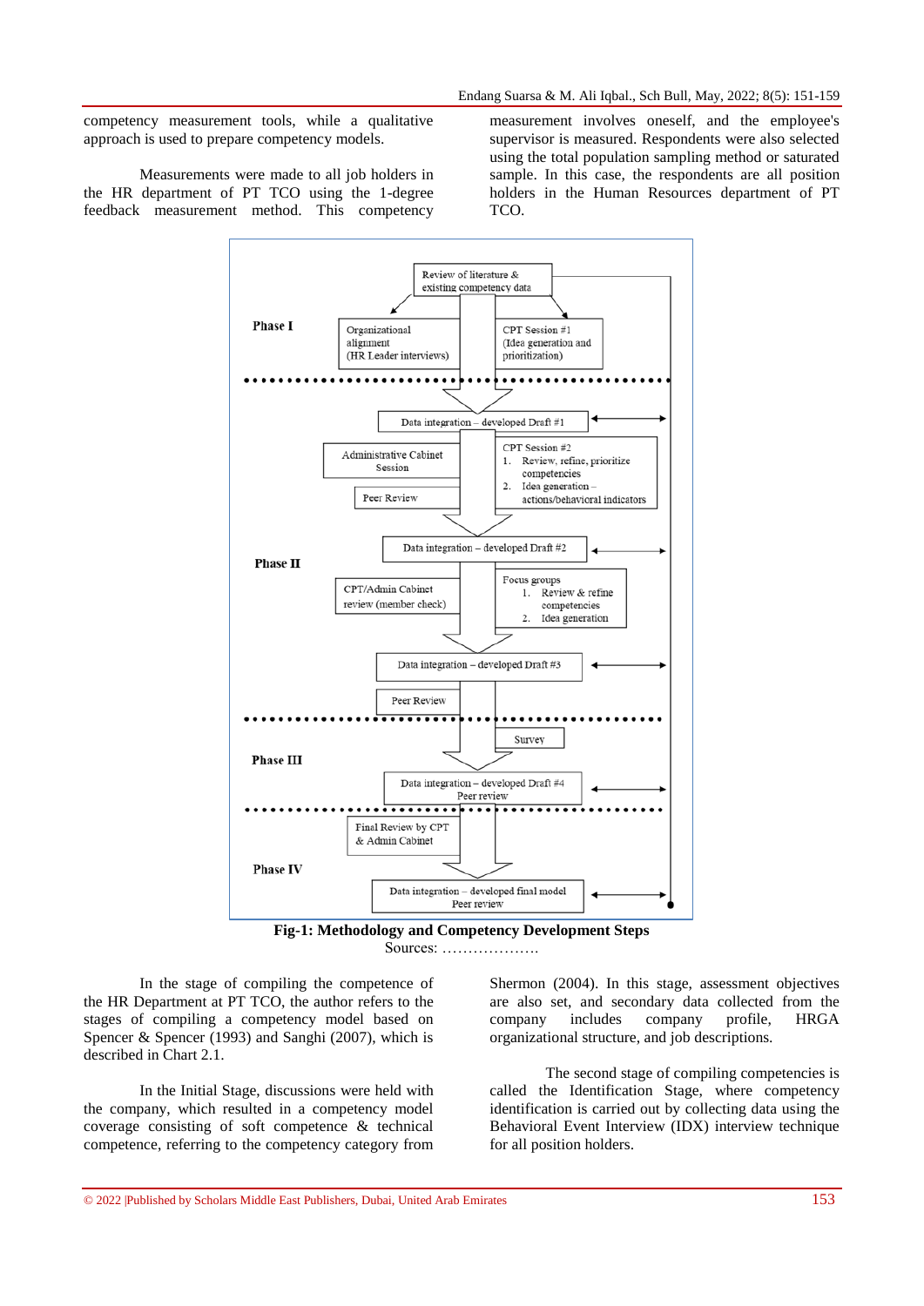competency measurement tools, while a qualitative approach is used to prepare competency models.

Measurements were made to all job holders in the HR department of PT TCO using the 1-degree feedback measurement method. This competency measurement involves oneself, and the employee's supervisor is measured. Respondents were also selected using the total population sampling method or saturated sample. In this case, the respondents are all position holders in the Human Resources department of PT TCO.

Phase I

Review of literature & existing competency data

Organizational alignment (HR Leader interviews)

CPT Session #1 (Idea generation and prioritization)

Data integration – developed Draft #1

Phase II

Administrative Cabinet Session

Peer Review

CPT Session #2
1. Review, refine, prioritize competencies
2. Idea generation – actions/behavioral indicators

Data integration – developed Draft #2

CPT/Admin Cabinet review (member check)

Focus groups
1. Review & refine competencies
2. Idea generation

Data integration – developed Draft #3

Peer Review

Phase III

Survey

Data integration – developed Draft #4 Peer review

Phase IV

Final Review by CPT & Admin Cabinet

Data integration – developed final model Peer review

**Fig-1: Methodology and Competency Development Steps**

Sources: ……………….

In the stage of compiling the competence of the HR Department at PT TCO, the author refers to the stages of compiling a competency model based on Spencer & Spencer (1993) and Sanghi (2007), which is described in Chart 2.1.

In the Initial Stage, discussions were held with the company, which resulted in a competency model coverage consisting of soft competence & technical competence, referring to the competency category from Shermon (2004). In this stage, assessment objectives are also set, and secondary data collected from the company includes company profile, HRGA organizational structure, and job descriptions.

The second stage of compiling competencies is called the Identification Stage, where competency identification is carried out by collecting data using the Behavioral Event Interview (IDX) interview technique for all position holders.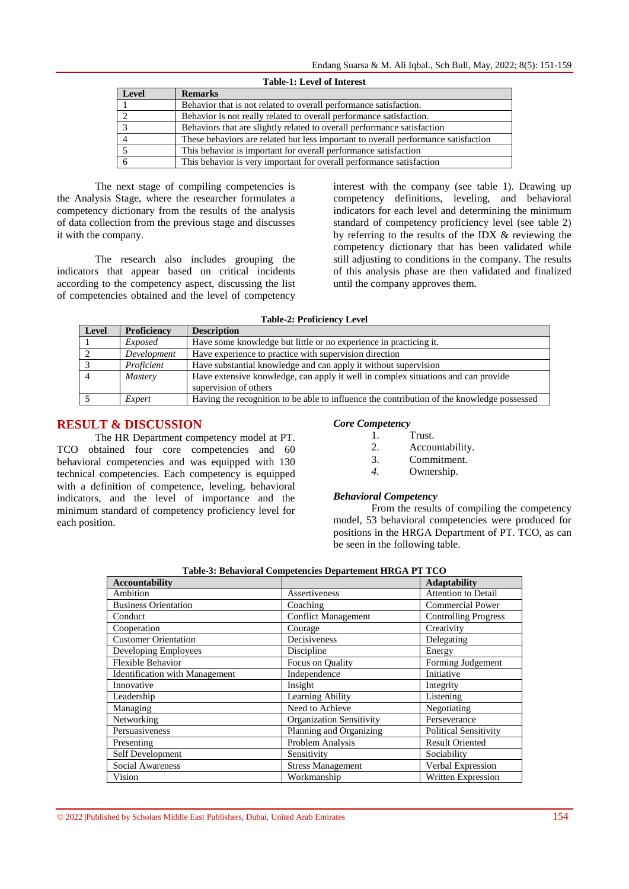**Table-1: Level of Interest**

| Level | Remarks |
|---|---|
| 1 | Behavior that is not related to overall performance satisfaction. |
| 2 | Behavior is not really related to overall performance satisfaction. |
| 3 | Behaviors that are slightly related to overall performance satisfaction |
| 4 | These behaviors are related but less important to overall performance satisfaction |
| 5 | This behavior is important for overall performance satisfaction |
| 6 | This behavior is very important for overall performance satisfaction |

The next stage of compiling competencies is the Analysis Stage, where the researcher formulates a competency dictionary from the results of the analysis of data collection from the previous stage and discusses it with the company.

The research also includes grouping the indicators that appear based on critical incidents according to the competency aspect, discussing the list of competencies obtained and the level of competency interest with the company (see table 1). Drawing up competency definitions, leveling, and behavioral indicators for each level and determining the minimum standard of competency proficiency level (see table 2) by referring to the results of the IDX & reviewing the competency dictionary that has been validated while still adjusting to conditions in the company. The results of this analysis phase are then validated and finalized until the company approves them.

**Table-2: Proficiency Level**

| Level | Proficiency | Description |
|---|---|---|
| 1 | *Exposed* | Have some knowledge but little or no experience in practicing it. |
| 2 | *Development* | Have experience to practice with supervision direction |
| 3 | *Proficient* | Have substantial knowledge and can apply it without supervision |
| 4 | *Mastery* | Have extensive knowledge, can apply it well in complex situations and can provide supervision of others |
| 5 | *Expert* | Having the recognition to be able to influence the contribution of the knowledge possessed |

## RESULT & DISCUSSION

The HR Department competency model at PT. TCO obtained four core competencies and 60 behavioral competencies and was equipped with 130 technical competencies. Each competency is equipped with a definition of competence, leveling, behavioral indicators, and the level of importance and the minimum standard of competency proficiency level for each position.

### *Core Competency*

1. Trust.
2. Accountability.
3. Commitment.
4. Ownership.

### *Behavioral Competency*

From the results of compiling the competency model, 53 behavioral competencies were produced for positions in the HRGA Department of PT. TCO, as can be seen in the following table.

**Table-3: Behavioral Competencies Departement HRGA PT TCO**

| Accountability | | Adaptability |
|---|---|---|
| Ambition | Assertiveness | Attention to Detail |
| Business Orientation | Coaching | Commercial Power |
| Conduct | Conflict Management | Controlling Progress |
| Cooperation | Courage | Creativity |
| Customer Orientation | Decisiveness | Delegating |
| Developing Employees | Discipline | Energy |
| Flexible Behavior | Focus on Quality | Forming Judgement |
| Identification with Management | Independence | Initiative |
| Innovative | Insight | Integrity |
| Leadership | Learning Ability | Listening |
| Managing | Need to Achieve | Negotiating |
| Networking | Organization Sensitivity | Perseverance |
| Persuasiveness | Planning and Organizing | Political Sensitivity |
| Presenting | Problem Analysis | Result Oriented |
| Self Development | Sensitivity | Sociability |
| Social Awareness | Stress Management | Verbal Expression |
| Vision | Workmanship | Written Expression |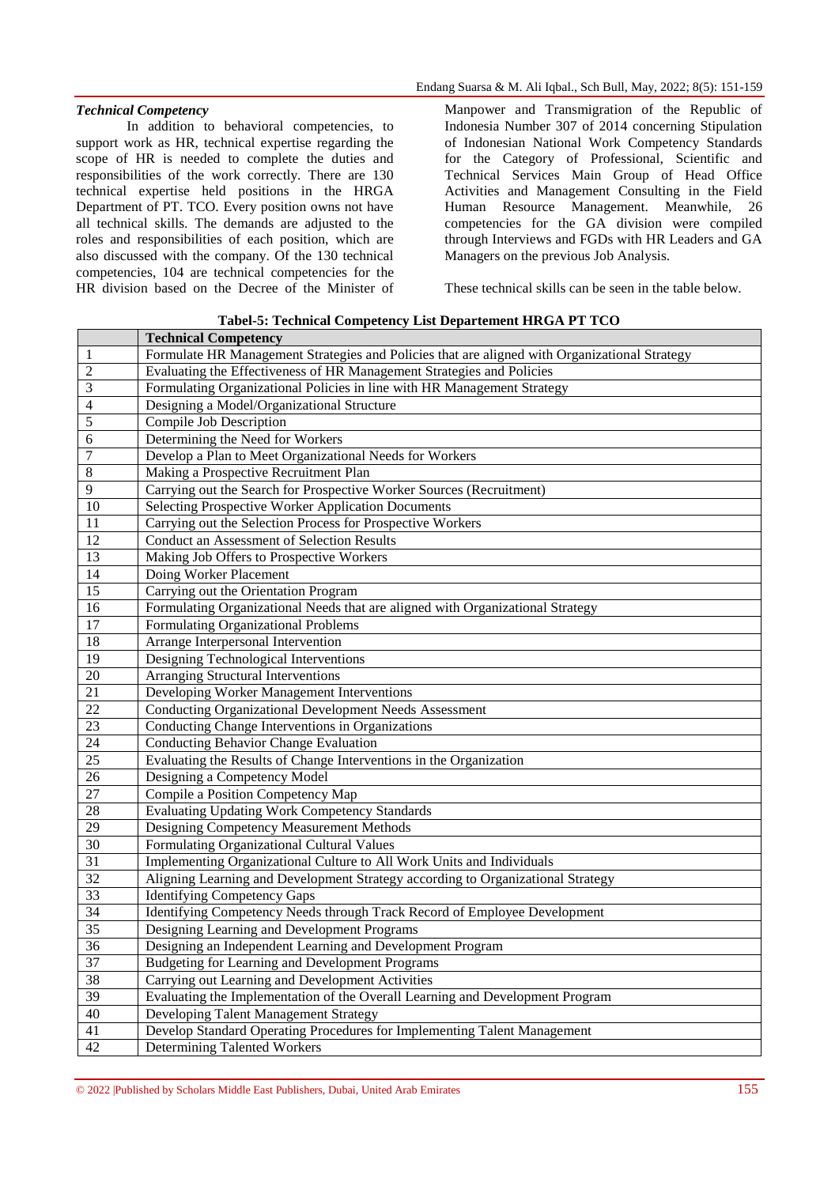***Technical Competency***

In addition to behavioral competencies, to support work as HR, technical expertise regarding the scope of HR is needed to complete the duties and responsibilities of the work correctly. There are 130 technical expertise held positions in the HRGA Department of PT. TCO. Every position owns not have all technical skills. The demands are adjusted to the roles and responsibilities of each position, which are also discussed with the company. Of the 130 technical competencies, 104 are technical competencies for the HR division based on the Decree of the Minister of Manpower and Transmigration of the Republic of Indonesia Number 307 of 2014 concerning Stipulation of Indonesian National Work Competency Standards for the Category of Professional, Scientific and Technical Services Main Group of Head Office Activities and Management Consulting in the Field Human Resource Management. Meanwhile, 26 competencies for the GA division were compiled through Interviews and FGDs with HR Leaders and GA Managers on the previous Job Analysis.

These technical skills can be seen in the table below.

**Tabel-5: Technical Competency List Departement HRGA PT TCO**

| | Technical Competency |
|---|---|
| 1 | Formulate HR Management Strategies and Policies that are aligned with Organizational Strategy |
| 2 | Evaluating the Effectiveness of HR Management Strategies and Policies |
| 3 | Formulating Organizational Policies in line with HR Management Strategy |
| 4 | Designing a Model/Organizational Structure |
| 5 | Compile Job Description |
| 6 | Determining the Need for Workers |
| 7 | Develop a Plan to Meet Organizational Needs for Workers |
| 8 | Making a Prospective Recruitment Plan |
| 9 | Carrying out the Search for Prospective Worker Sources (Recruitment) |
| 10 | Selecting Prospective Worker Application Documents |
| 11 | Carrying out the Selection Process for Prospective Workers |
| 12 | Conduct an Assessment of Selection Results |
| 13 | Making Job Offers to Prospective Workers |
| 14 | Doing Worker Placement |
| 15 | Carrying out the Orientation Program |
| 16 | Formulating Organizational Needs that are aligned with Organizational Strategy |
| 17 | Formulating Organizational Problems |
| 18 | Arrange Interpersonal Intervention |
| 19 | Designing Technological Interventions |
| 20 | Arranging Structural Interventions |
| 21 | Developing Worker Management Interventions |
| 22 | Conducting Organizational Development Needs Assessment |
| 23 | Conducting Change Interventions in Organizations |
| 24 | Conducting Behavior Change Evaluation |
| 25 | Evaluating the Results of Change Interventions in the Organization |
| 26 | Designing a Competency Model |
| 27 | Compile a Position Competency Map |
| 28 | Evaluating Updating Work Competency Standards |
| 29 | Designing Competency Measurement Methods |
| 30 | Formulating Organizational Cultural Values |
| 31 | Implementing Organizational Culture to All Work Units and Individuals |
| 32 | Aligning Learning and Development Strategy according to Organizational Strategy |
| 33 | Identifying Competency Gaps |
| 34 | Identifying Competency Needs through Track Record of Employee Development |
| 35 | Designing Learning and Development Programs |
| 36 | Designing an Independent Learning and Development Program |
| 37 | Budgeting for Learning and Development Programs |
| 38 | Carrying out Learning and Development Activities |
| 39 | Evaluating the Implementation of the Overall Learning and Development Program |
| 40 | Developing Talent Management Strategy |
| 41 | Develop Standard Operating Procedures for Implementing Talent Management |
| 42 | Determining Talented Workers |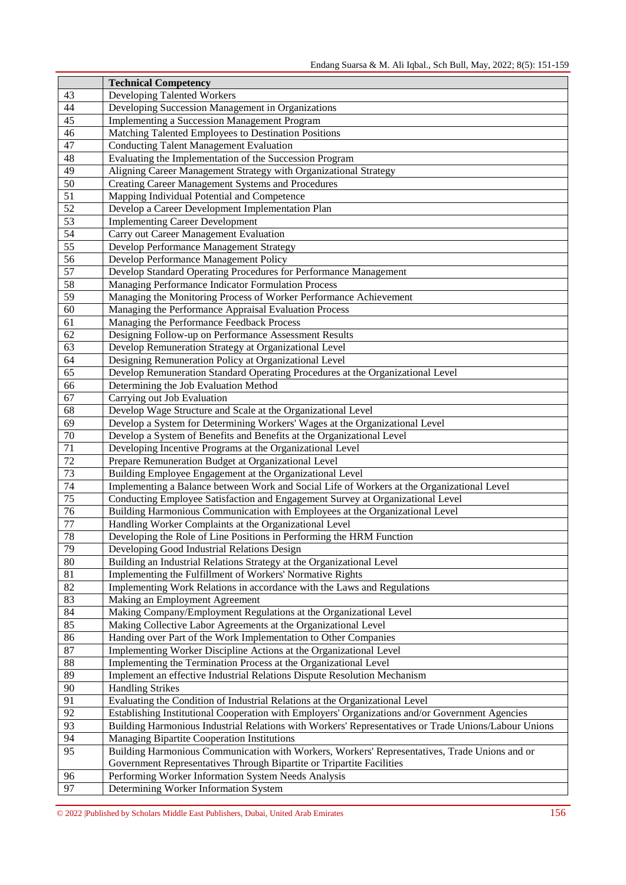| | Technical Competency |
|---|---|
| 43 | Developing Talented Workers |
| 44 | Developing Succession Management in Organizations |
| 45 | Implementing a Succession Management Program |
| 46 | Matching Talented Employees to Destination Positions |
| 47 | Conducting Talent Management Evaluation |
| 48 | Evaluating the Implementation of the Succession Program |
| 49 | Aligning Career Management Strategy with Organizational Strategy |
| 50 | Creating Career Management Systems and Procedures |
| 51 | Mapping Individual Potential and Competence |
| 52 | Develop a Career Development Implementation Plan |
| 53 | Implementing Career Development |
| 54 | Carry out Career Management Evaluation |
| 55 | Develop Performance Management Strategy |
| 56 | Develop Performance Management Policy |
| 57 | Develop Standard Operating Procedures for Performance Management |
| 58 | Managing Performance Indicator Formulation Process |
| 59 | Managing the Monitoring Process of Worker Performance Achievement |
| 60 | Managing the Performance Appraisal Evaluation Process |
| 61 | Managing the Performance Feedback Process |
| 62 | Designing Follow-up on Performance Assessment Results |
| 63 | Develop Remuneration Strategy at Organizational Level |
| 64 | Designing Remuneration Policy at Organizational Level |
| 65 | Develop Remuneration Standard Operating Procedures at the Organizational Level |
| 66 | Determining the Job Evaluation Method |
| 67 | Carrying out Job Evaluation |
| 68 | Develop Wage Structure and Scale at the Organizational Level |
| 69 | Develop a System for Determining Workers' Wages at the Organizational Level |
| 70 | Develop a System of Benefits and Benefits at the Organizational Level |
| 71 | Developing Incentive Programs at the Organizational Level |
| 72 | Prepare Remuneration Budget at Organizational Level |
| 73 | Building Employee Engagement at the Organizational Level |
| 74 | Implementing a Balance between Work and Social Life of Workers at the Organizational Level |
| 75 | Conducting Employee Satisfaction and Engagement Survey at Organizational Level |
| 76 | Building Harmonious Communication with Employees at the Organizational Level |
| 77 | Handling Worker Complaints at the Organizational Level |
| 78 | Developing the Role of Line Positions in Performing the HRM Function |
| 79 | Developing Good Industrial Relations Design |
| 80 | Building an Industrial Relations Strategy at the Organizational Level |
| 81 | Implementing the Fulfillment of Workers' Normative Rights |
| 82 | Implementing Work Relations in accordance with the Laws and Regulations |
| 83 | Making an Employment Agreement |
| 84 | Making Company/Employment Regulations at the Organizational Level |
| 85 | Making Collective Labor Agreements at the Organizational Level |
| 86 | Handing over Part of the Work Implementation to Other Companies |
| 87 | Implementing Worker Discipline Actions at the Organizational Level |
| 88 | Implementing the Termination Process at the Organizational Level |
| 89 | Implement an effective Industrial Relations Dispute Resolution Mechanism |
| 90 | Handling Strikes |
| 91 | Evaluating the Condition of Industrial Relations at the Organizational Level |
| 92 | Establishing Institutional Cooperation with Employers' Organizations and/or Government Agencies |
| 93 | Building Harmonious Industrial Relations with Workers' Representatives or Trade Unions/Labour Unions |
| 94 | Managing Bipartite Cooperation Institutions |
| 95 | Building Harmonious Communication with Workers, Workers' Representatives, Trade Unions and or Government Representatives Through Bipartite or Tripartite Facilities |
| 96 | Performing Worker Information System Needs Analysis |
| 97 | Determining Worker Information System |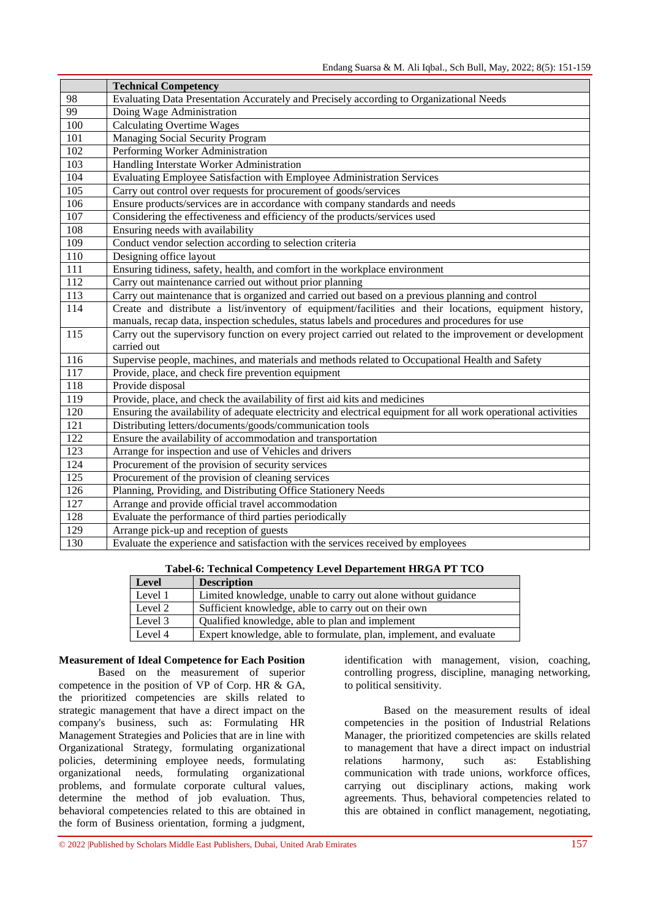| | Technical Competency |
|---|---|
| 98 | Evaluating Data Presentation Accurately and Precisely according to Organizational Needs |
| 99 | Doing Wage Administration |
| 100 | Calculating Overtime Wages |
| 101 | Managing Social Security Program |
| 102 | Performing Worker Administration |
| 103 | Handling Interstate Worker Administration |
| 104 | Evaluating Employee Satisfaction with Employee Administration Services |
| 105 | Carry out control over requests for procurement of goods/services |
| 106 | Ensure products/services are in accordance with company standards and needs |
| 107 | Considering the effectiveness and efficiency of the products/services used |
| 108 | Ensuring needs with availability |
| 109 | Conduct vendor selection according to selection criteria |
| 110 | Designing office layout |
| 111 | Ensuring tidiness, safety, health, and comfort in the workplace environment |
| 112 | Carry out maintenance carried out without prior planning |
| 113 | Carry out maintenance that is organized and carried out based on a previous planning and control |
| 114 | Create and distribute a list/inventory of equipment/facilities and their locations, equipment history, manuals, recap data, inspection schedules, status labels and procedures and procedures for use |
| 115 | Carry out the supervisory function on every project carried out related to the improvement or development carried out |
| 116 | Supervise people, machines, and materials and methods related to Occupational Health and Safety |
| 117 | Provide, place, and check fire prevention equipment |
| 118 | Provide disposal |
| 119 | Provide, place, and check the availability of first aid kits and medicines |
| 120 | Ensuring the availability of adequate electricity and electrical equipment for all work operational activities |
| 121 | Distributing letters/documents/goods/communication tools |
| 122 | Ensure the availability of accommodation and transportation |
| 123 | Arrange for inspection and use of Vehicles and drivers |
| 124 | Procurement of the provision of security services |
| 125 | Procurement of the provision of cleaning services |
| 126 | Planning, Providing, and Distributing Office Stationery Needs |
| 127 | Arrange and provide official travel accommodation |
| 128 | Evaluate the performance of third parties periodically |
| 129 | Arrange pick-up and reception of guests |
| 130 | Evaluate the experience and satisfaction with the services received by employees |

**Tabel-6: Technical Competency Level Departement HRGA PT TCO**

| Level | Description |
|---|---|
| Level 1 | Limited knowledge, unable to carry out alone without guidance |
| Level 2 | Sufficient knowledge, able to carry out on their own |
| Level 3 | Qualified knowledge, able to plan and implement |
| Level 4 | Expert knowledge, able to formulate, plan, implement, and evaluate |

**Measurement of Ideal Competence for Each Position**

Based on the measurement of superior competence in the position of VP of Corp. HR & GA, the prioritized competencies are skills related to strategic management that have a direct impact on the company's business, such as: Formulating HR Management Strategies and Policies that are in line with Organizational Strategy, formulating organizational policies, determining employee needs, formulating organizational needs, formulating organizational problems, and formulate corporate cultural values, determine the method of job evaluation. Thus, behavioral competencies related to this are obtained in the form of Business orientation, forming a judgment, identification with management, vision, coaching, controlling progress, discipline, managing networking, to political sensitivity.

Based on the measurement results of ideal competencies in the position of Industrial Relations Manager, the prioritized competencies are skills related to management that have a direct impact on industrial relations harmony, such as: Establishing communication with trade unions, workforce offices, carrying out disciplinary actions, making work agreements. Thus, behavioral competencies related to this are obtained in conflict management, negotiating,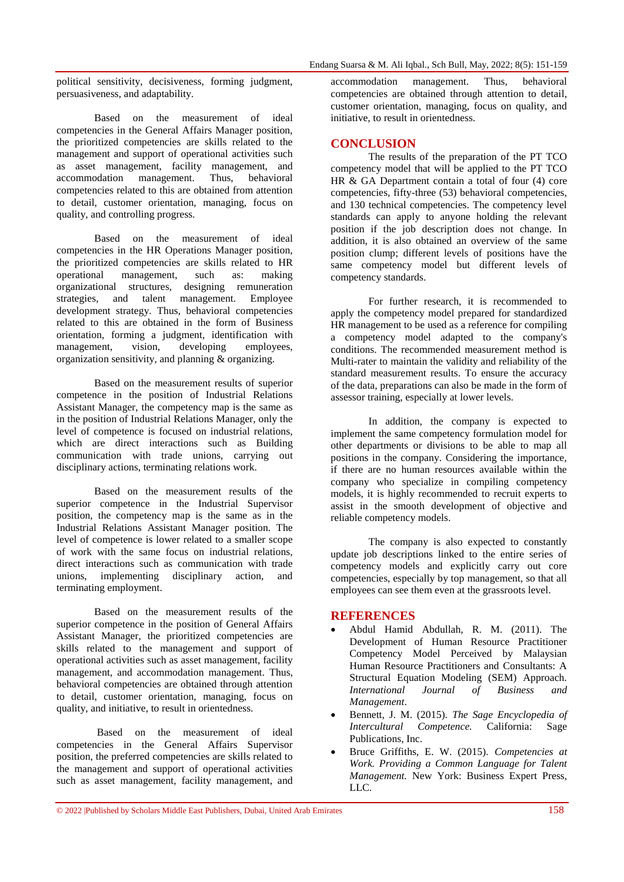political sensitivity, decisiveness, forming judgment, persuasiveness, and adaptability.

Based on the measurement of ideal competencies in the General Affairs Manager position, the prioritized competencies are skills related to the management and support of operational activities such as asset management, facility management, and accommodation management. Thus, behavioral competencies related to this are obtained from attention to detail, customer orientation, managing, focus on quality, and controlling progress.

Based on the measurement of ideal competencies in the HR Operations Manager position, the prioritized competencies are skills related to HR operational management, such as: making organizational structures, designing remuneration strategies, and talent management. Employee development strategy. Thus, behavioral competencies related to this are obtained in the form of Business orientation, forming a judgment, identification with management, vision, developing employees, organization sensitivity, and planning & organizing.

Based on the measurement results of superior competence in the position of Industrial Relations Assistant Manager, the competency map is the same as in the position of Industrial Relations Manager, only the level of competence is focused on industrial relations, which are direct interactions such as Building communication with trade unions, carrying out disciplinary actions, terminating relations work.

Based on the measurement results of the superior competence in the Industrial Supervisor position, the competency map is the same as in the Industrial Relations Assistant Manager position. The level of competence is lower related to a smaller scope of work with the same focus on industrial relations, direct interactions such as communication with trade unions, implementing disciplinary action, and terminating employment.

Based on the measurement results of the superior competence in the position of General Affairs Assistant Manager, the prioritized competencies are skills related to the management and support of operational activities such as asset management, facility management, and accommodation management. Thus, behavioral competencies are obtained through attention to detail, customer orientation, managing, focus on quality, and initiative, to result in orientedness.

Based on the measurement of ideal competencies in the General Affairs Supervisor position, the preferred competencies are skills related to the management and support of operational activities such as asset management, facility management, and accommodation management. Thus, behavioral competencies are obtained through attention to detail, customer orientation, managing, focus on quality, and initiative, to result in orientedness.

## CONCLUSION

The results of the preparation of the PT TCO competency model that will be applied to the PT TCO HR & GA Department contain a total of four (4) core competencies, fifty-three (53) behavioral competencies, and 130 technical competencies. The competency level standards can apply to anyone holding the relevant position if the job description does not change. In addition, it is also obtained an overview of the same position clump; different levels of positions have the same competency model but different levels of competency standards.

For further research, it is recommended to apply the competency model prepared for standardized HR management to be used as a reference for compiling a competency model adapted to the company's conditions. The recommended measurement method is Multi-rater to maintain the validity and reliability of the standard measurement results. To ensure the accuracy of the data, preparations can also be made in the form of assessor training, especially at lower levels.

In addition, the company is expected to implement the same competency formulation model for other departments or divisions to be able to map all positions in the company. Considering the importance, if there are no human resources available within the company who specialize in compiling competency models, it is highly recommended to recruit experts to assist in the smooth development of objective and reliable competency models.

The company is also expected to constantly update job descriptions linked to the entire series of competency models and explicitly carry out core competencies, especially by top management, so that all employees can see them even at the grassroots level.

## REFERENCES

- Abdul Hamid Abdullah, R. M. (2011). The Development of Human Resource Practitioner Competency Model Perceived by Malaysian Human Resource Practitioners and Consultants: A Structural Equation Modeling (SEM) Approach. *International Journal of Business and Management*.
- Bennett, J. M. (2015). *The Sage Encyclopedia of Intercultural Competence.* California: Sage Publications, Inc.
- Bruce Griffiths, E. W. (2015). *Competencies at Work. Providing a Common Language for Talent Management.* New York: Business Expert Press, LLC.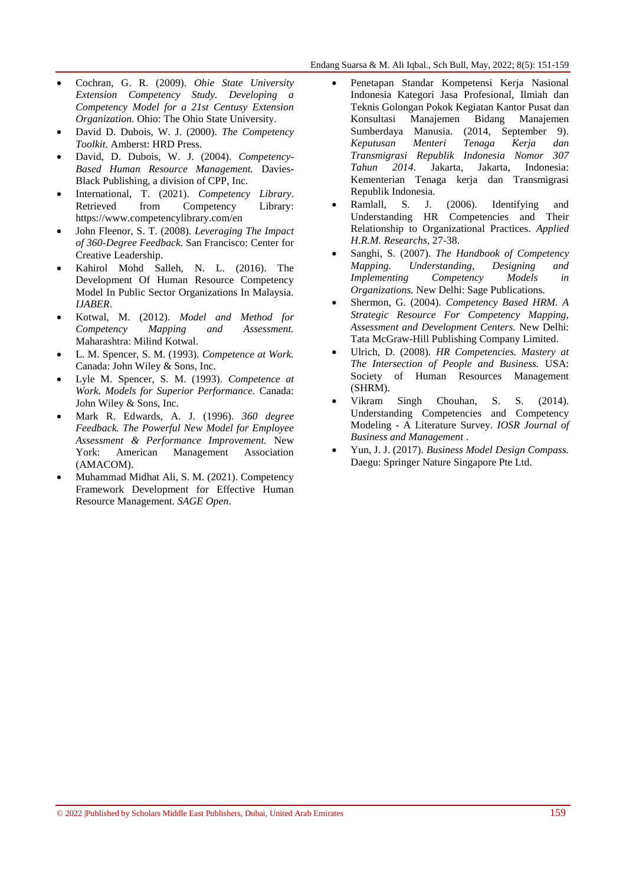- Cochran, G. R. (2009). *Ohie State University Extension Competency Study. Developing a Competency Model for a 21st Centusy Extension Organization.* Ohio: The Ohio State University.
- David D. Dubois, W. J. (2000). *The Competency Toolkit.* Amberst: HRD Press.
- David, D. Dubois, W. J. (2004). *Competency-Based Human Resource Management.* Davies-Black Publishing, a division of CPP, Inc.
- International, T. (2021). *Competency Library*. Retrieved from Competency Library: https://www.competencylibrary.com/en
- John Fleenor, S. T. (2008). *Leveraging The Impact of 360-Degree Feedback.* San Francisco: Center for Creative Leadership.
- Kahirol Mohd Salleh, N. L. (2016). The Development Of Human Resource Competency Model In Public Sector Organizations In Malaysia. *IJABER*.
- Kotwal, M. (2012). *Model and Method for Competency Mapping and Assessment.* Maharashtra: Milind Kotwal.
- L. M. Spencer, S. M. (1993). *Competence at Work.* Canada: John Wiley & Sons, Inc.
- Lyle M. Spencer, S. M. (1993). *Competence at Work. Models for Superior Performance.* Canada: John Wiley & Sons, Inc.
- Mark R. Edwards, A. J. (1996). *360 degree Feedback. The Powerful New Model for Employee Assessment & Performance Improvement.* New York: American Management Association (AMACOM).
- Muhammad Midhat Ali, S. M. (2021). Competency Framework Development for Effective Human Resource Management. *SAGE Open*.
- Penetapan Standar Kompetensi Kerja Nasional Indonesia Kategori Jasa Profesional, Ilmiah dan Teknis Golongan Pokok Kegiatan Kantor Pusat dan Konsultasi Manajemen Bidang Manajemen Sumberdaya Manusia. (2014, September 9). *Keputusan Menteri Tenaga Kerja dan Transmigrasi Republik Indonesia Nomor 307 Tahun 2014*. Jakarta, Jakarta, Indonesia: Kementerian Tenaga kerja dan Transmigrasi Republik Indonesia.
- Ramlall, S. J. (2006). Identifying and Understanding HR Competencies and Their Relationship to Organizational Practices. *Applied H.R.M. Researchs*, 27-38.
- Sanghi, S. (2007). *The Handbook of Competency Mapping. Understanding, Designing and Implementing Competency Models in Organizations.* New Delhi: Sage Publications.
- Shermon, G. (2004). *Competency Based HRM. A Strategic Resource For Competency Mapping, Assessment and Development Centers.* New Delhi: Tata McGraw-Hill Publishing Company Limited.
- Ulrich, D. (2008). *HR Competencies. Mastery at The Intersection of People and Business.* USA: Society of Human Resources Management (SHRM).
- Vikram Singh Chouhan, S. S. (2014). Understanding Competencies and Competency Modeling - A Literature Survey. *IOSR Journal of Business and Management* .
- Yun, J. J. (2017). *Business Model Design Compass.* Daegu: Springer Nature Singapore Pte Ltd.